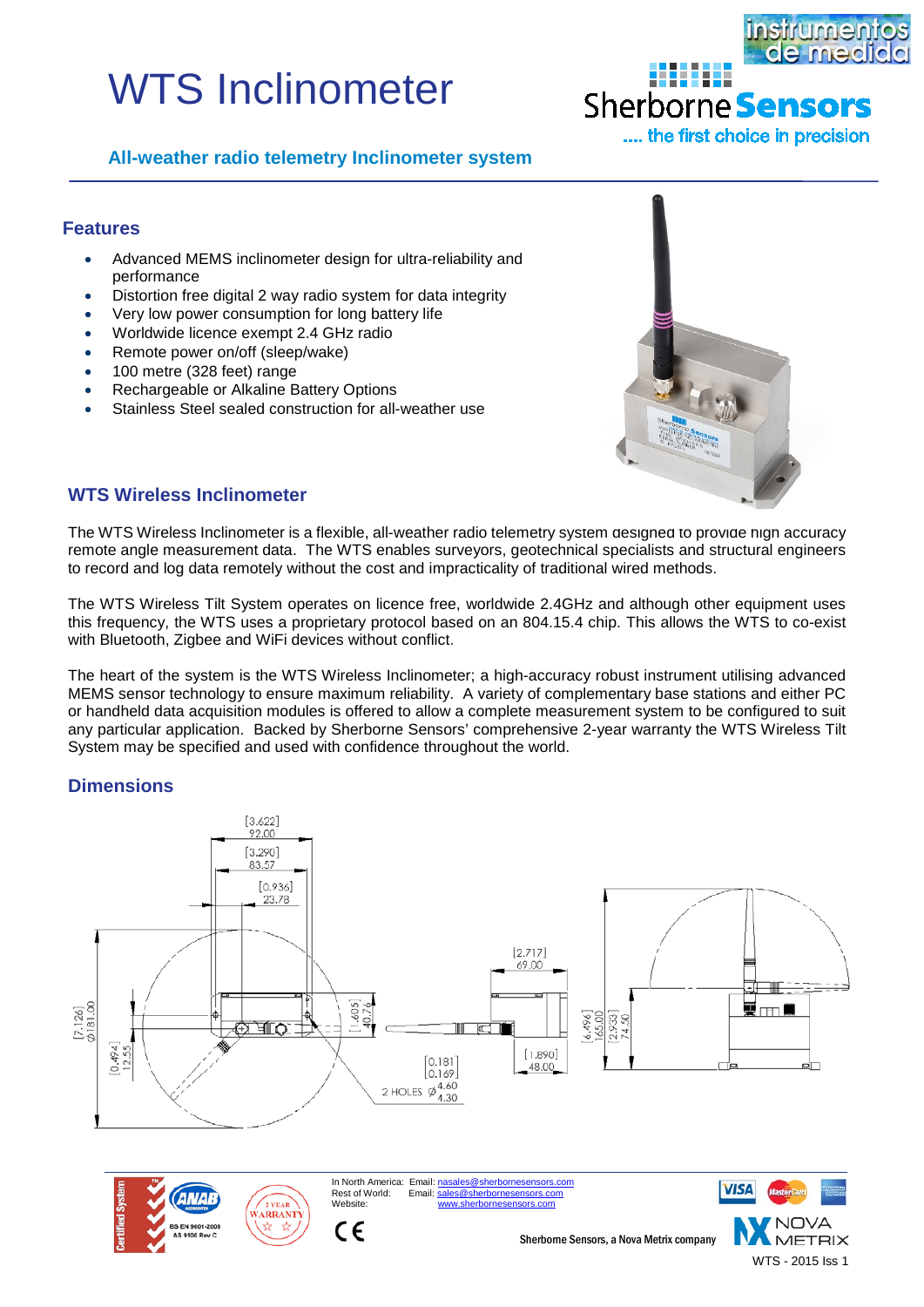# WTS Inclinometer

**All-weather radio telemetry Inclinometer system**

## Features

- Advanced MEMS inclinometer design for ultra-reliability and performance
- Distortion free digital 2 way radio system for data integrity
- Very low power consumption for long battery life
- Worldwide licence exempt 2.4 GHz radio
- Remote power on/off (sleep/wake)
- 100 metre (328 feet) range
- Rechargeable or Alkaline Battery Options
- Stainless Steel sealed construction for all-weather use

## WTS Wireless Inclinometer

The WTS Wireless Inclinometer is a flexible, all-weather radio telemetry system designed to provide high accuracy remote angle measurement data. The WTS enables surveyors, geotechnical specialists and structural engineers to record and log data remotely without the cost and impracticality of traditional wired methods.

The WTS Wireless Tilt System operates on licence free, worldwide 2.4GHz and although other equipment uses this frequency, the WTS uses a proprietary protocol based on an 804.15.4 chip. This allows the WTS to co-exist with Bluetooth, Zigbee and WiFi devices without conflict.

The heart of the system is the WTS Wireless Inclinometer; a high-accuracy robust instrument utilising advanced MEMS sensor technology to ensure maximum reliability. A variety of complementary base stations and either PC or handheld data acquisition modules is offered to allow a complete measurement system to be configured to suit any particular application. Backed by Sherborne Sensors' comprehensive 2-year warranty the WTS Wireless Tilt System may be specified and used with confidence throughout the world.

## Dimensions

In North America: Email: nasales@sherbornesensors.com
Rest of World: Email: sales@sherbornesensors.com
Website: www.sherbornesensors.com

Sherborne Sensors, a Nova Metrix company

WTS - 2015 Iss 1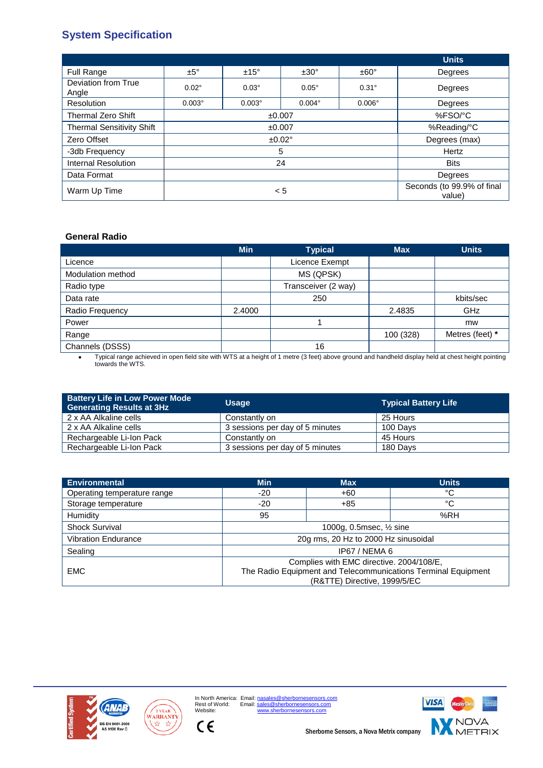## System Specification

| | | | | | Units |
|---|---|---|---|---|---|
| Full Range | ±5° | ±15° | ±30° | ±60° | Degrees |
| Deviation from True Angle | 0.02° | 0.03° | 0.05° | 0.31° | Degrees |
| Resolution | 0.003° | 0.003° | 0.004° | 0.006° | Degrees |
| Thermal Zero Shift | ±0.007 | | | | %FSO/°C |
| Thermal Sensitivity Shift | ±0.007 | | | | %Reading/°C |
| Zero Offset | ±0.02° | | | | Degrees (max) |
| -3db Frequency | 5 | | | | Hertz |
| Internal Resolution | 24 | | | | Bits |
| Data Format | | | | | Degrees |
| Warm Up Time | < 5 | | | | Seconds (to 99.9% of final value) |

### General Radio

| | Min | Typical | Max | Units |
|---|---|---|---|---|
| Licence | | Licence Exempt | | |
| Modulation method | | MS (QPSK) | | |
| Radio type | | Transceiver (2 way) | | |
| Data rate | | 250 | | kbits/sec |
| Radio Frequency | 2.4000 | | 2.4835 | GHz |
| Power | | 1 | | mw |
| Range | | | 100 (328) | Metres (feet) * |
| Channels (DSSS) | | 16 | | |

- Typical range achieved in open field site with WTS at a height of 1 metre (3 feet) above ground and handheld display held at chest height pointing towards the WTS.

| Battery Life in Low Power Mode Generating Results at 3Hz | Usage | Typical Battery Life |
|---|---|---|
| 2 x AA Alkaline cells | Constantly on | 25 Hours |
| 2 x AA Alkaline cells | 3 sessions per day of 5 minutes | 100 Days |
| Rechargeable Li-Ion Pack | Constantly on | 45 Hours |
| Rechargeable Li-Ion Pack | 3 sessions per day of 5 minutes | 180 Days |

| Environmental | Min | Max | Units |
|---|---|---|---|
| Operating temperature range | -20 | +60 | °C |
| Storage temperature | -20 | +85 | °C |
| Humidity | 95 | | %RH |
| Shock Survival | 1000g, 0.5msec, ½ sine | | |
| Vibration Endurance | 20g rms, 20 Hz to 2000 Hz sinusoidal | | |
| Sealing | IP67 / NEMA 6 | | |
| EMC | Complies with EMC directive. 2004/108/E, The Radio Equipment and Telecommunications Terminal Equipment (R&TTE) Directive, 1999/5/EC | | |

In North America: Email: nasales@sherbornesensors.com
Rest of World: Email: sales@sherbornesensors.com
Website: www.sherbornesensors.com

Sherborne Sensors, a Nova Metrix company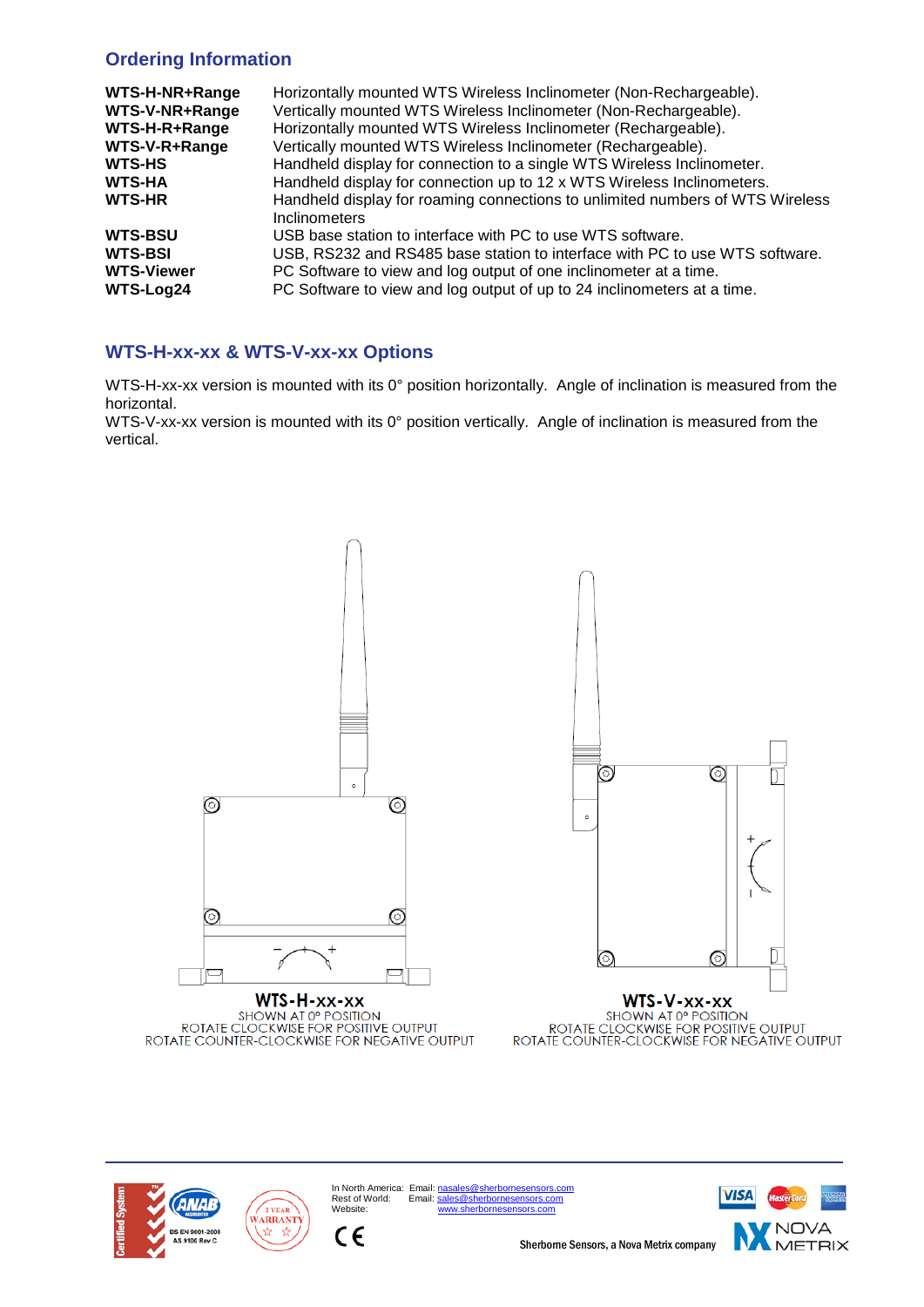## Ordering Information

| | |
|---|---|
| **WTS-H-NR+Range** | Horizontally mounted WTS Wireless Inclinometer (Non-Rechargeable). |
| **WTS-V-NR+Range** | Vertically mounted WTS Wireless Inclinometer (Non-Rechargeable). |
| **WTS-H-R+Range** | Horizontally mounted WTS Wireless Inclinometer (Rechargeable). |
| **WTS-V-R+Range** | Vertically mounted WTS Wireless Inclinometer (Rechargeable). |
| **WTS-HS** | Handheld display for connection to a single WTS Wireless Inclinometer. |
| **WTS-HA** | Handheld display for connection up to 12 x WTS Wireless Inclinometers. |
| **WTS-HR** | Handheld display for roaming connections to unlimited numbers of WTS Wireless Inclinometers |
| **WTS-BSU** | USB base station to interface with PC to use WTS software. |
| **WTS-BSI** | USB, RS232 and RS485 base station to interface with PC to use WTS software. |
| **WTS-Viewer** | PC Software to view and log output of one inclinometer at a time. |
| **WTS-Log24** | PC Software to view and log output of up to 24 inclinometers at a time. |

## WTS-H-xx-xx & WTS-V-xx-xx Options

WTS-H-xx-xx version is mounted with its 0° position horizontally. Angle of inclination is measured from the horizontal.

WTS-V-xx-xx version is mounted with its 0° position vertically. Angle of inclination is measured from the vertical.

**WTS-H-xx-xx**
SHOWN AT 0° POSITION
ROTATE CLOCKWISE FOR POSITIVE OUTPUT
ROTATE COUNTER-CLOCKWISE FOR NEGATIVE OUTPUT

**WTS-V-xx-xx**
SHOWN AT 0° POSITION
ROTATE CLOCKWISE FOR POSITIVE OUTPUT
ROTATE COUNTER-CLOCKWISE FOR NEGATIVE OUTPUT

In North America: Email: nasales@sherbornesensors.com
Rest of World: Email: sales@sherbornesensors.com
Website: www.sherbornesensors.com

Sherborne Sensors, a Nova Metrix company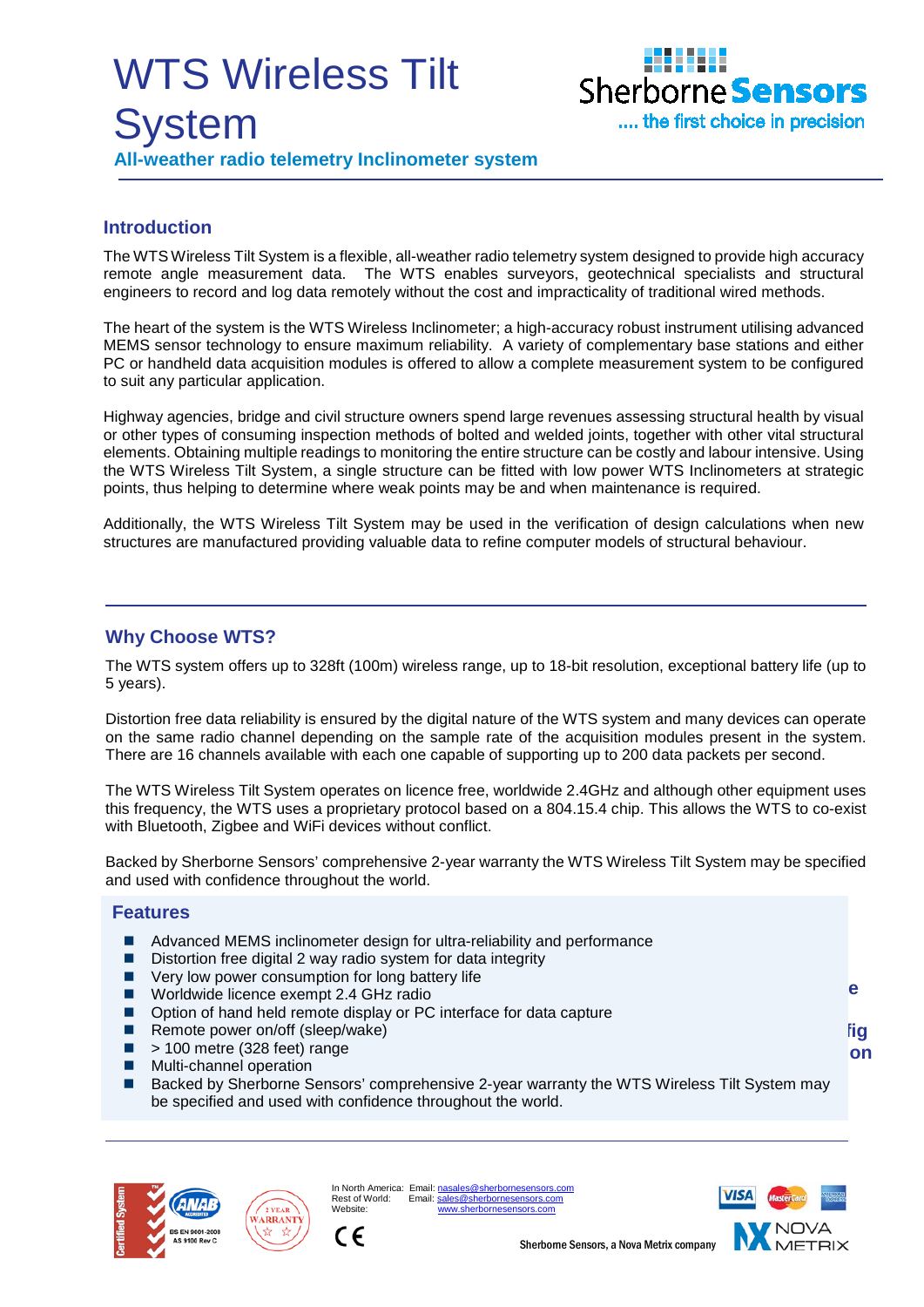# WTS Wireless Tilt System

**All-weather radio telemetry Inclinometer system**

## Introduction

The WTS Wireless Tilt System is a flexible, all-weather radio telemetry system designed to provide high accuracy remote angle measurement data. The WTS enables surveyors, geotechnical specialists and structural engineers to record and log data remotely without the cost and impracticality of traditional wired methods.

The heart of the system is the WTS Wireless Inclinometer; a high-accuracy robust instrument utilising advanced MEMS sensor technology to ensure maximum reliability. A variety of complementary base stations and either PC or handheld data acquisition modules is offered to allow a complete measurement system to be configured to suit any particular application.

Highway agencies, bridge and civil structure owners spend large revenues assessing structural health by visual or other types of consuming inspection methods of bolted and welded joints, together with other vital structural elements. Obtaining multiple readings to monitoring the entire structure can be costly and labour intensive. Using the WTS Wireless Tilt System, a single structure can be fitted with low power WTS Inclinometers at strategic points, thus helping to determine where weak points may be and when maintenance is required.

Additionally, the WTS Wireless Tilt System may be used in the verification of design calculations when new structures are manufactured providing valuable data to refine computer models of structural behaviour.

## Why Choose WTS?

The WTS system offers up to 328ft (100m) wireless range, up to 18-bit resolution, exceptional battery life (up to 5 years).

Distortion free data reliability is ensured by the digital nature of the WTS system and many devices can operate on the same radio channel depending on the sample rate of the acquisition modules present in the system. There are 16 channels available with each one capable of supporting up to 200 data packets per second.

The WTS Wireless Tilt System operates on licence free, worldwide 2.4GHz and although other equipment uses this frequency, the WTS uses a proprietary protocol based on a 804.15.4 chip. This allows the WTS to co-exist with Bluetooth, Zigbee and WiFi devices without conflict.

Backed by Sherborne Sensors' comprehensive 2-year warranty the WTS Wireless Tilt System may be specified and used with confidence throughout the world.

## Features

- Advanced MEMS inclinometer design for ultra-reliability and performance
- Distortion free digital 2 way radio system for data integrity
- Very low power consumption for long battery life
- Worldwide licence exempt 2.4 GHz radio
- Option of hand held remote display or PC interface for data capture
- Remote power on/off (sleep/wake)
- > 100 metre (328 feet) range
- Multi-channel operation
- Backed by Sherborne Sensors' comprehensive 2-year warranty the WTS Wireless Tilt System may be specified and used with confidence throughout the world.

In North America: Email: nasales@sherbornesensors.com
Rest of World: Email: sales@sherbornesensors.com
Website: www.sherbornesensors.com

Sherborne Sensors, a Nova Metrix company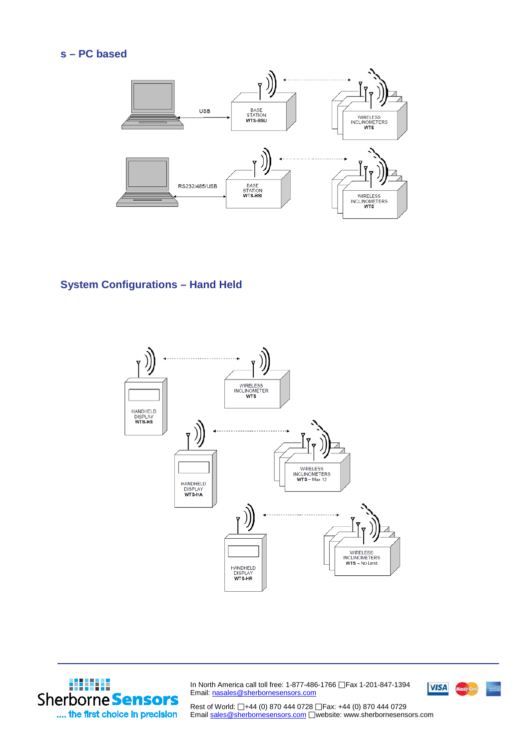## s – PC based

USB

BASE STATION WTS-BSU

WIRELESS INCLINOMETERS WTS

RS232/485/USB

BASE STATION WTS-BSI

WIRELESS INCLINOMETERS WTS

## System Configurations – Hand Held

HANDHELD DISPLAY WTS-HS

WIRELESS INCLINOMETER WTS

HANDHELD DISPLAY WTS-HA

WIRELESS INCLINOMETERS WTS – Max 12

HANDHELD DISPLAY WTS-HR

WIRELESS INCLINOMETERS WTS – No Limit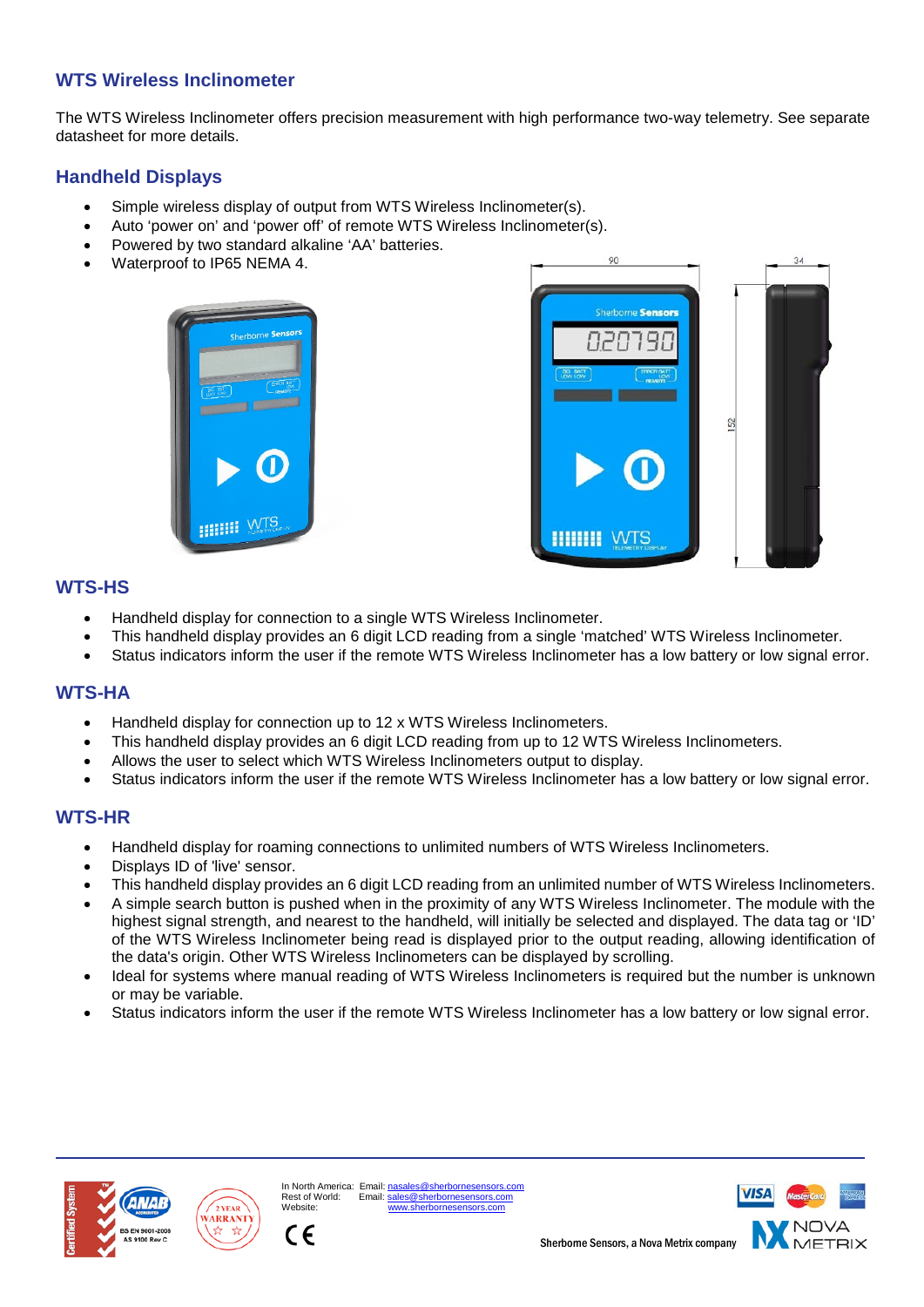## WTS Wireless Inclinometer

The WTS Wireless Inclinometer offers precision measurement with high performance two-way telemetry. See separate datasheet for more details.

## Handheld Displays

- Simple wireless display of output from WTS Wireless Inclinometer(s).
- Auto 'power on' and 'power off' of remote WTS Wireless Inclinometer(s).
- Powered by two standard alkaline 'AA' batteries.
- Waterproof to IP65 NEMA 4.

## WTS-HS

- Handheld display for connection to a single WTS Wireless Inclinometer.
- This handheld display provides an 6 digit LCD reading from a single 'matched' WTS Wireless Inclinometer.
- Status indicators inform the user if the remote WTS Wireless Inclinometer has a low battery or low signal error.

## WTS-HA

- Handheld display for connection up to 12 x WTS Wireless Inclinometers.
- This handheld display provides an 6 digit LCD reading from up to 12 WTS Wireless Inclinometers.
- Allows the user to select which WTS Wireless Inclinometers output to display.
- Status indicators inform the user if the remote WTS Wireless Inclinometer has a low battery or low signal error.

## WTS-HR

- Handheld display for roaming connections to unlimited numbers of WTS Wireless Inclinometers.
- Displays ID of 'live' sensor.
- This handheld display provides an 6 digit LCD reading from an unlimited number of WTS Wireless Inclinometers.
- A simple search button is pushed when in the proximity of any WTS Wireless Inclinometer. The module with the highest signal strength, and nearest to the handheld, will initially be selected and displayed. The data tag or 'ID' of the WTS Wireless Inclinometer being read is displayed prior to the output reading, allowing identification of the data's origin. Other WTS Wireless Inclinometers can be displayed by scrolling.
- Ideal for systems where manual reading of WTS Wireless Inclinometers is required but the number is unknown or may be variable.
- Status indicators inform the user if the remote WTS Wireless Inclinometer has a low battery or low signal error.

In North America: Email: nasales@sherbornesensors.com
Rest of World: Email: sales@sherbornesensors.com
Website: www.sherbornesensors.com

Sherborne Sensors, a Nova Metrix company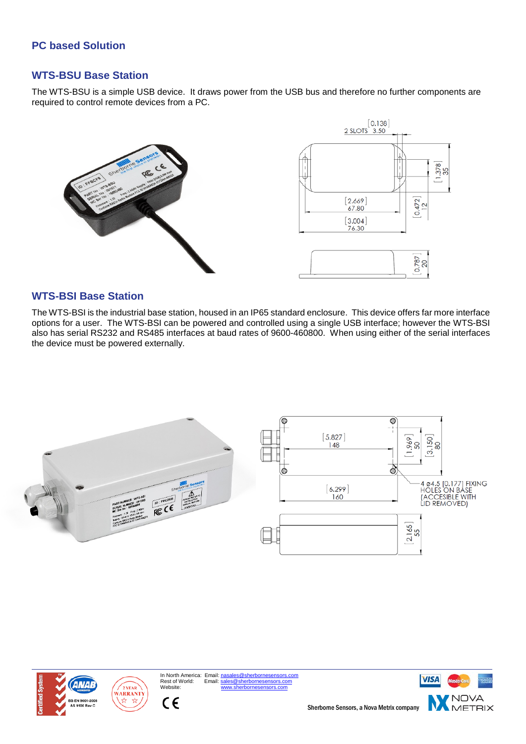## PC based Solution

### WTS-BSU Base Station

The WTS-BSU is a simple USB device. It draws power from the USB bus and therefore no further components are required to control remote devices from a PC.

### WTS-BSI Base Station

The WTS-BSI is the industrial base station, housed in an IP65 standard enclosure. This device offers far more interface options for a user. The WTS-BSI can be powered and controlled using a single USB interface; however the WTS-BSI also has serial RS232 and RS485 interfaces at baud rates of 9600-460800. When using either of the serial interfaces the device must be powered externally.

In North America: Email: nasales@sherbornesensors.com
Rest of World: Email: sales@sherbornesensors.com
Website: www.sherbornesensors.com

Sherborne Sensors, a Nova Metrix company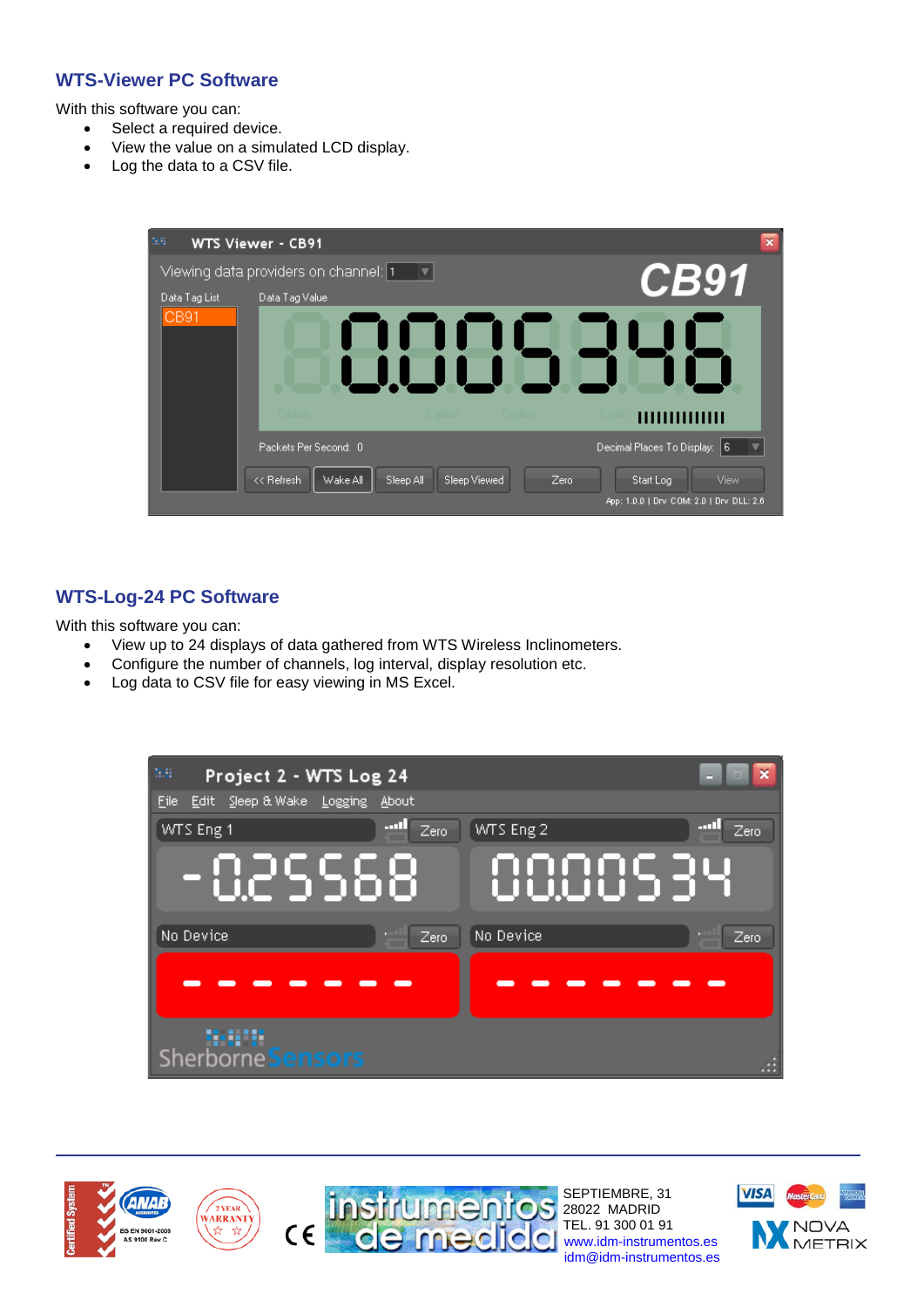## WTS-Viewer PC Software

With this software you can:

- Select a required device.
- View the value on a simulated LCD display.
- Log the data to a CSV file.

## WTS-Log-24 PC Software

With this software you can:

- View up to 24 displays of data gathered from WTS Wireless Inclinometers.
- Configure the number of channels, log interval, display resolution etc.
- Log data to CSV file for easy viewing in MS Excel.

SEPTIEMBRE, 31
28022 MADRID
TEL. 91 300 01 91
www.idm-instrumentos.es
idm@idm-instrumentos.es